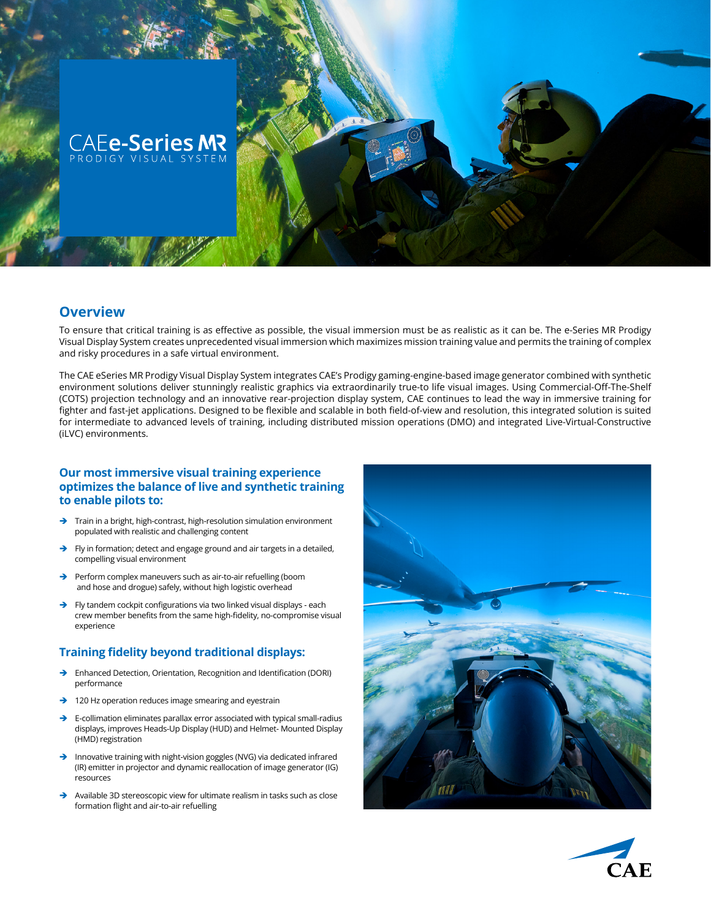# CAE e-Series MR

PRODIGY VISUAL SYSTEM

## Overview

To ensure that critical training is as effective as possible, the visual immersion must be as realistic as it can be. The e-Series MR Prodigy Visual Display System creates unprecedented visual immersion which maximizes mission training value and permits the training of complex and risky procedures in a safe virtual environment.

The CAE eSeries MR Prodigy Visual Display System integrates CAE's Prodigy gaming-engine-based image generator combined with synthetic environment solutions deliver stunningly realistic graphics via extraordinarily true-to life visual images. Using Commercial-Off-The-Shelf (COTS) projection technology and an innovative rear-projection display system, CAE continues to lead the way in immersive training for fighter and fast-jet applications. Designed to be flexible and scalable in both field-of-view and resolution, this integrated solution is suited for intermediate to advanced levels of training, including distributed mission operations (DMO) and integrated Live-Virtual-Constructive (iLVC) environments.

### Our most immersive visual training experience optimizes the balance of live and synthetic training to enable pilots to:

- Train in a bright, high-contrast, high-resolution simulation environment populated with realistic and challenging content
- Fly in formation; detect and engage ground and air targets in a detailed, compelling visual environment
- Perform complex maneuvers such as air-to-air refuelling (boom and hose and drogue) safely, without high logistic overhead
- Fly tandem cockpit configurations via two linked visual displays - each crew member benefits from the same high-fidelity, no-compromise visual experience

### Training fidelity beyond traditional displays:

- Enhanced Detection, Orientation, Recognition and Identification (DORI) performance
- 120 Hz operation reduces image smearing and eyestrain
- E-collimation eliminates parallax error associated with typical small-radius displays, improves Heads-Up Display (HUD) and Helmet- Mounted Display (HMD) registration
- Innovative training with night-vision goggles (NVG) via dedicated infrared (IR) emitter in projector and dynamic reallocation of image generator (IG) resources
- Available 3D stereoscopic view for ultimate realism in tasks such as close formation flight and air-to-air refuelling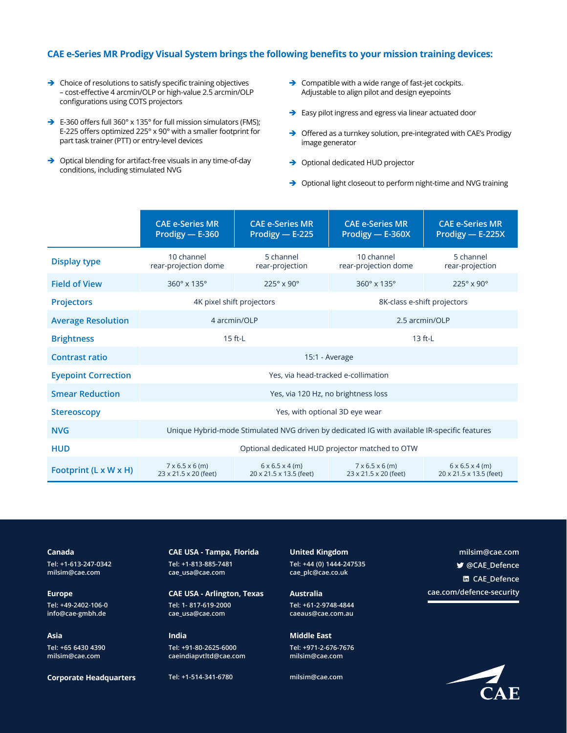## CAE e-Series MR Prodigy Visual System brings the following benefits to your mission training devices:

- Choice of resolutions to satisfy specific training objectives – cost-effective 4 arcmin/OLP or high-value 2.5 arcmin/OLP configurations using COTS projectors
- E-360 offers full 360° x 135° for full mission simulators (FMS); E-225 offers optimized 225° x 90° with a smaller footprint for part task trainer (PTT) or entry-level devices
- Optical blending for artifact-free visuals in any time-of-day conditions, including stimulated NVG
- Compatible with a wide range of fast-jet cockpits. Adjustable to align pilot and design eyepoints
- Easy pilot ingress and egress via linear actuated door
- Offered as a turnkey solution, pre-integrated with CAE's Prodigy image generator
- Optional dedicated HUD projector
- Optional light closeout to perform night-time and NVG training

| | CAE e-Series MR Prodigy — E-360 | CAE e-Series MR Prodigy — E-225 | CAE e-Series MR Prodigy — E-360X | CAE e-Series MR Prodigy — E-225X |
|---|---|---|---|---|
| **Display type** | 10 channel rear-projection dome | 5 channel rear-projection | 10 channel rear-projection dome | 5 channel rear-projection |
| **Field of View** | 360° x 135° | 225° x 90° | 360° x 135° | 225° x 90° |
| **Projectors** | 4K pixel shift projectors | | 8K-class e-shift projectors | |
| **Average Resolution** | 4 arcmin/OLP | | 2.5 arcmin/OLP | |
| **Brightness** | 15 ft-L | | 13 ft-L | |
| **Contrast ratio** | 15:1 - Average | | | |
| **Eyepoint Correction** | Yes, via head-tracked e-collimation | | | |
| **Smear Reduction** | Yes, via 120 Hz, no brightness loss | | | |
| **Stereoscopy** | Yes, with optional 3D eye wear | | | |
| **NVG** | Unique Hybrid-mode Stimulated NVG driven by dedicated IG with available IR-specific features | | | |
| **HUD** | Optional dedicated HUD projector matched to OTW | | | |
| **Footprint (L x W x H)** | 7 x 6.5 x 6 (m) 23 x 21.5 x 20 (feet) | 6 x 6.5 x 4 (m) 20 x 21.5 x 13.5 (feet) | 7 x 6.5 x 6 (m) 23 x 21.5 x 20 (feet) | 6 x 6.5 x 4 (m) 20 x 21.5 x 13.5 (feet) |

**Canada**
Tel: +1-613-247-0342
milsim@cae.com

**CAE USA - Tampa, Florida**
Tel: +1-813-885-7481
cae_usa@cae.com

**United Kingdom**
Tel: +44 (0) 1444-247535
cae_plc@cae.co.uk

**Europe**
Tel: +49-2402-106-0
info@cae-gmbh.de

**CAE USA - Arlington, Texas**
Tel: 1- 817-619-2000
cae_usa@cae.com

**Australia**
Tel: +61-2-9748-4844
caeaus@cae.com.au

**Asia**
Tel: +65 6430 4390
milsim@cae.com

**India**
Tel: +91-80-2625-6000
caeindiapvtltd@cae.com

**Middle East**
Tel: +971-2-676-7676
milsim@cae.com

**Corporate Headquarters**
Tel: +1-514-341-6780
milsim@cae.com

milsim@cae.com
@CAE_Defence
CAE_Defence
cae.com/defence-security

CAE